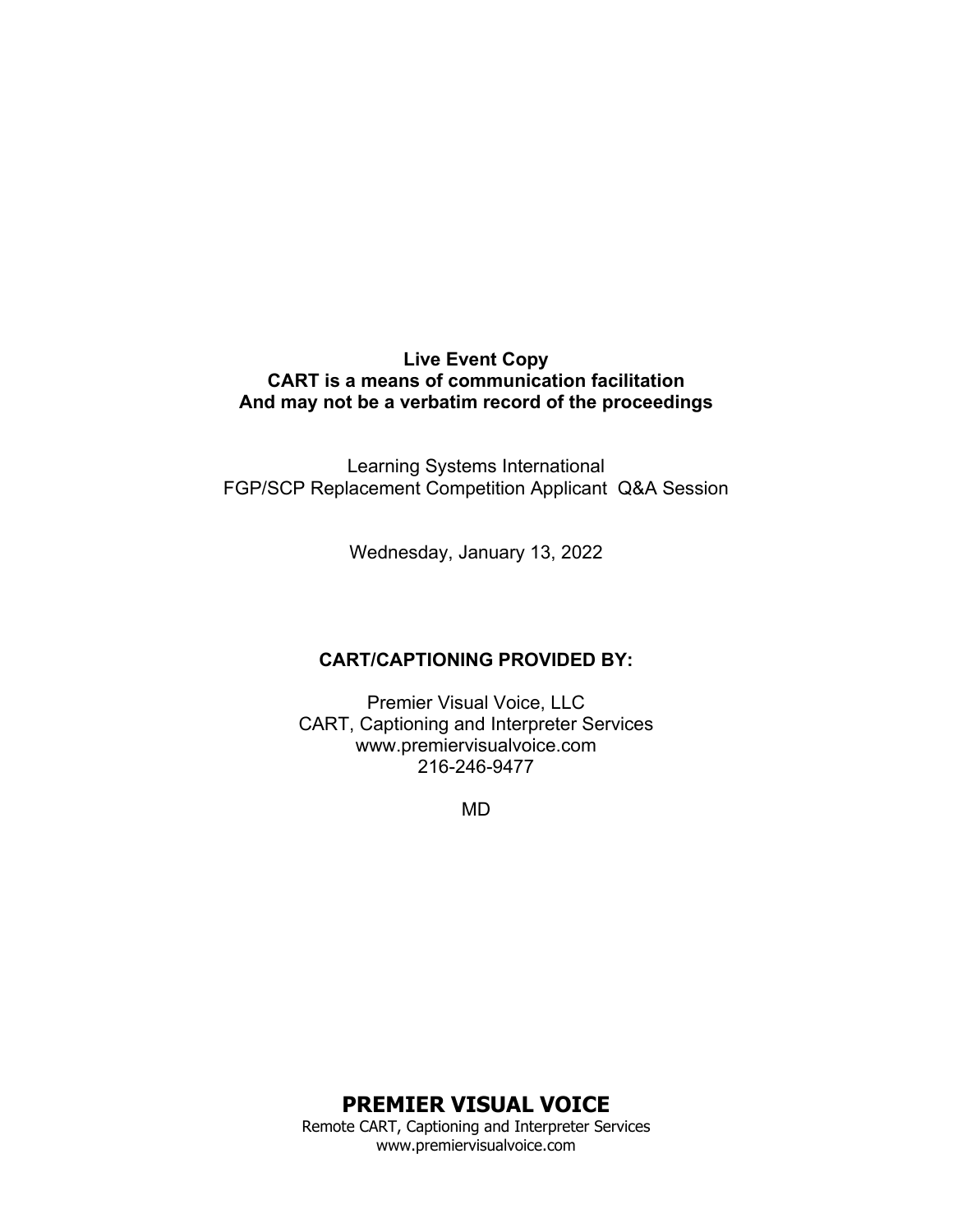**Live Event Copy**
**CART is a means of communication facilitation**
**And may not be a verbatim record of the proceedings**

Learning Systems International
FGP/SCP Replacement Competition Applicant Q&A Session

Wednesday, January 13, 2022

**CART/CAPTIONING PROVIDED BY:**

Premier Visual Voice, LLC
CART, Captioning and Interpreter Services
www.premiervisualvoice.com
216-246-9477

MD

**PREMIER VISUAL VOICE**
Remote CART, Captioning and Interpreter Services
www.premiervisualvoice.com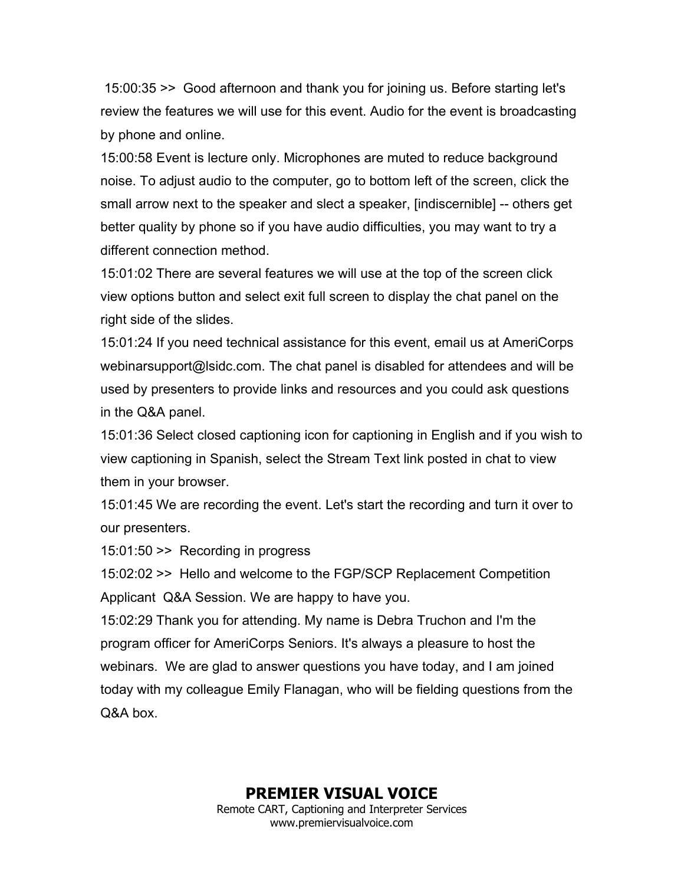15:00:35 >>  Good afternoon and thank you for joining us. Before starting let's review the features we will use for this event. Audio for the event is broadcasting by phone and online.

15:00:58 Event is lecture only. Microphones are muted to reduce background noise. To adjust audio to the computer, go to bottom left of the screen, click the small arrow next to the speaker and slect a speaker, [indiscernible] -- others get better quality by phone so if you have audio difficulties, you may want to try a different connection method.

15:01:02 There are several features we will use at the top of the screen click view options button and select exit full screen to display the chat panel on the right side of the slides.

15:01:24 If you need technical assistance for this event, email us at AmeriCorps webinarsupport@lsidc.com. The chat panel is disabled for attendees and will be used by presenters to provide links and resources and you could ask questions in the Q&A panel.

15:01:36 Select closed captioning icon for captioning in English and if you wish to view captioning in Spanish, select the Stream Text link posted in chat to view them in your browser.

15:01:45 We are recording the event. Let's start the recording and turn it over to our presenters.

15:01:50 >>  Recording in progress

15:02:02 >>  Hello and welcome to the FGP/SCP Replacement Competition Applicant  Q&A Session. We are happy to have you.

15:02:29 Thank you for attending. My name is Debra Truchon and I'm the program officer for AmeriCorps Seniors. It's always a pleasure to host the webinars.  We are glad to answer questions you have today, and I am joined today with my colleague Emily Flanagan, who will be fielding questions from the Q&A box.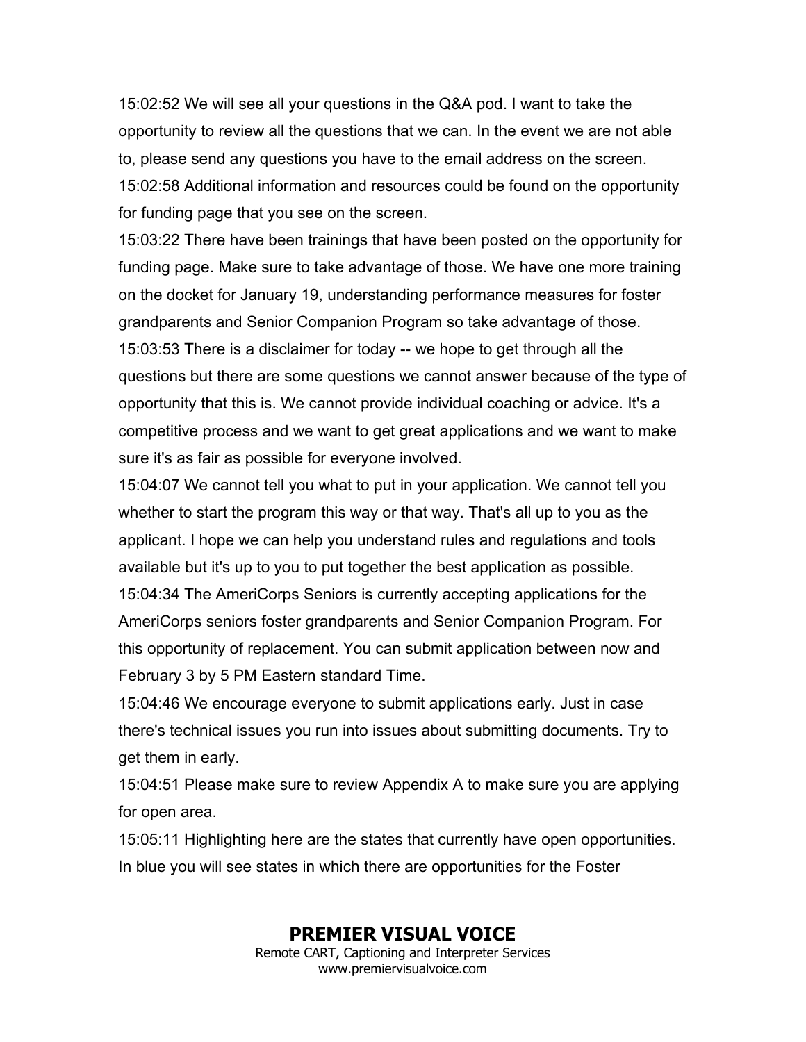15:02:52 We will see all your questions in the Q&A pod. I want to take the opportunity to review all the questions that we can. In the event we are not able to, please send any questions you have to the email address on the screen.
15:02:58 Additional information and resources could be found on the opportunity for funding page that you see on the screen.
15:03:22 There have been trainings that have been posted on the opportunity for funding page. Make sure to take advantage of those. We have one more training on the docket for January 19, understanding performance measures for foster grandparents and Senior Companion Program so take advantage of those.
15:03:53 There is a disclaimer for today -- we hope to get through all the questions but there are some questions we cannot answer because of the type of opportunity that this is. We cannot provide individual coaching or advice. It's a competitive process and we want to get great applications and we want to make sure it's as fair as possible for everyone involved.
15:04:07 We cannot tell you what to put in your application. We cannot tell you whether to start the program this way or that way. That's all up to you as the applicant. I hope we can help you understand rules and regulations and tools available but it's up to you to put together the best application as possible.
15:04:34 The AmeriCorps Seniors is currently accepting applications for the AmeriCorps seniors foster grandparents and Senior Companion Program. For this opportunity of replacement. You can submit application between now and February 3 by 5 PM Eastern standard Time.
15:04:46 We encourage everyone to submit applications early. Just in case there's technical issues you run into issues about submitting documents. Try to get them in early.
15:04:51 Please make sure to review Appendix A to make sure you are applying for open area.
15:05:11 Highlighting here are the states that currently have open opportunities. In blue you will see states in which there are opportunities for the Foster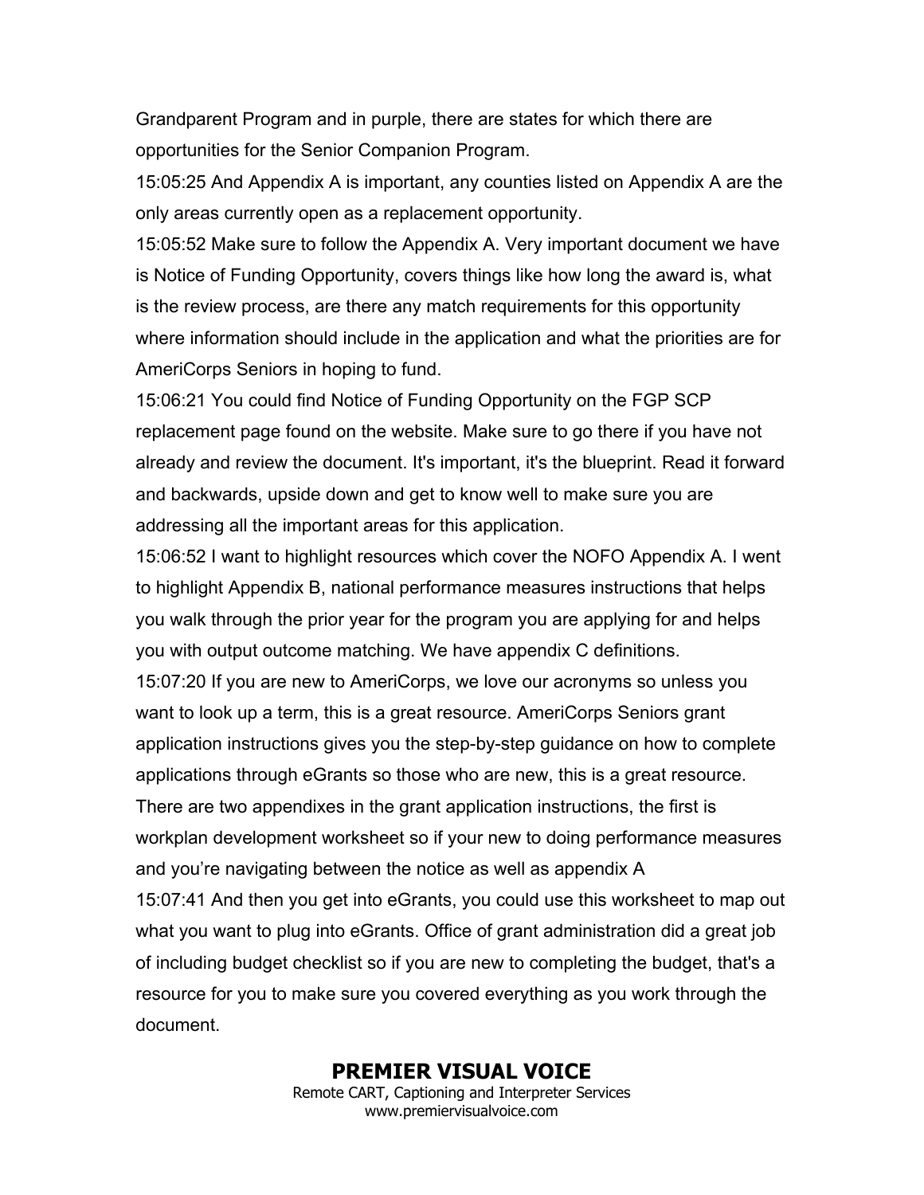Grandparent Program and in purple, there are states for which there are opportunities for the Senior Companion Program.

15:05:25 And Appendix A is important, any counties listed on Appendix A are the only areas currently open as a replacement opportunity.

15:05:52 Make sure to follow the Appendix A. Very important document we have is Notice of Funding Opportunity, covers things like how long the award is, what is the review process, are there any match requirements for this opportunity where information should include in the application and what the priorities are for AmeriCorps Seniors in hoping to fund.

15:06:21 You could find Notice of Funding Opportunity on the FGP SCP replacement page found on the website. Make sure to go there if you have not already and review the document. It's important, it's the blueprint. Read it forward and backwards, upside down and get to know well to make sure you are addressing all the important areas for this application.

15:06:52 I want to highlight resources which cover the NOFO Appendix A. I went to highlight Appendix B, national performance measures instructions that helps you walk through the prior year for the program you are applying for and helps you with output outcome matching. We have appendix C definitions.

15:07:20 If you are new to AmeriCorps, we love our acronyms so unless you want to look up a term, this is a great resource. AmeriCorps Seniors grant application instructions gives you the step-by-step guidance on how to complete applications through eGrants so those who are new, this is a great resource. There are two appendixes in the grant application instructions, the first is workplan development worksheet so if your new to doing performance measures and you're navigating between the notice as well as appendix A

15:07:41 And then you get into eGrants, you could use this worksheet to map out what you want to plug into eGrants. Office of grant administration did a great job of including budget checklist so if you are new to completing the budget, that's a resource for you to make sure you covered everything as you work through the document.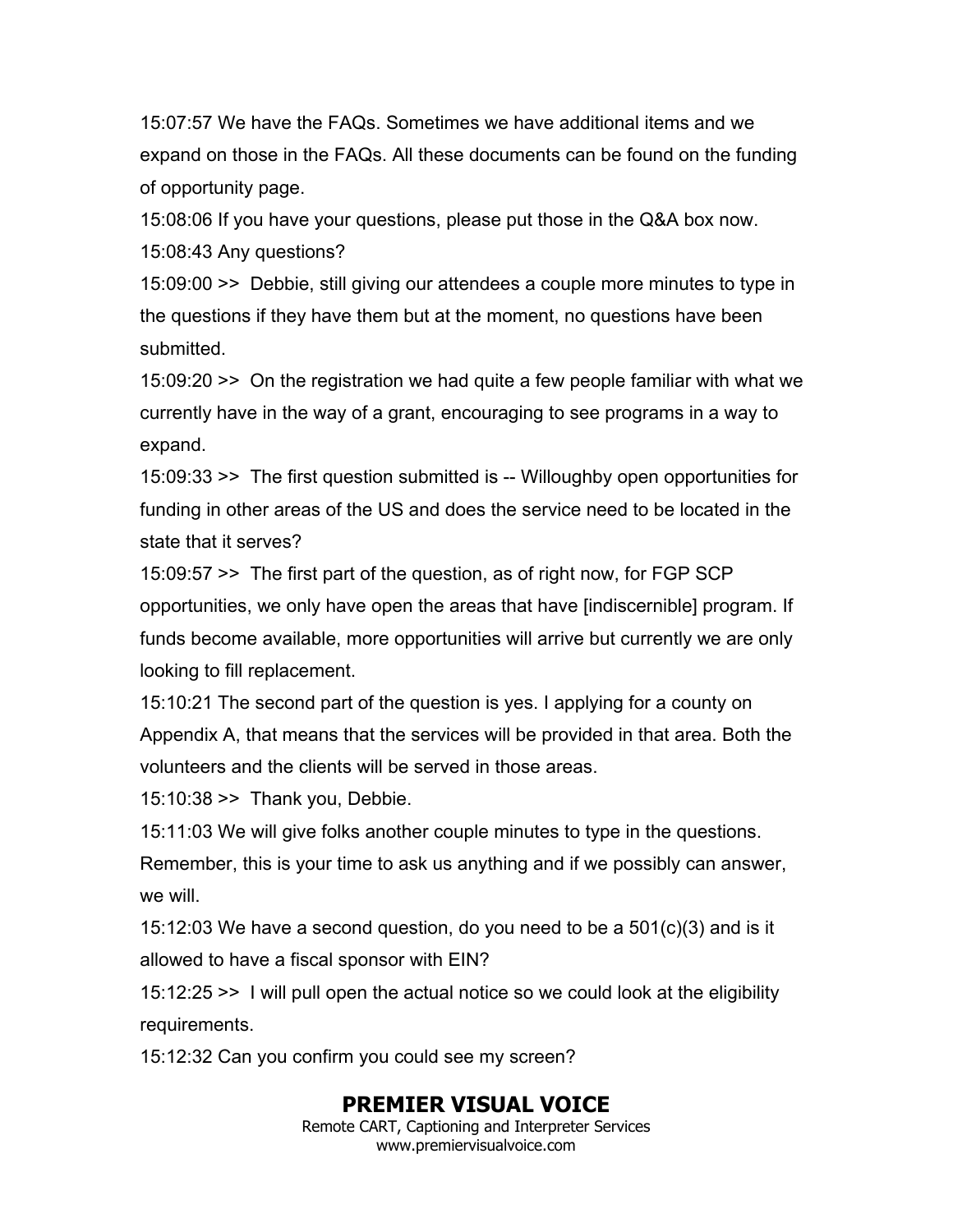15:07:57 We have the FAQs. Sometimes we have additional items and we expand on those in the FAQs. All these documents can be found on the funding of opportunity page.

15:08:06 If you have your questions, please put those in the Q&A box now.

15:08:43 Any questions?

15:09:00 >> Debbie, still giving our attendees a couple more minutes to type in the questions if they have them but at the moment, no questions have been submitted.

15:09:20 >> On the registration we had quite a few people familiar with what we currently have in the way of a grant, encouraging to see programs in a way to expand.

15:09:33 >> The first question submitted is -- Willoughby open opportunities for funding in other areas of the US and does the service need to be located in the state that it serves?

15:09:57 >> The first part of the question, as of right now, for FGP SCP opportunities, we only have open the areas that have [indiscernible] program. If funds become available, more opportunities will arrive but currently we are only looking to fill replacement.

15:10:21 The second part of the question is yes. I applying for a county on Appendix A, that means that the services will be provided in that area. Both the volunteers and the clients will be served in those areas.

15:10:38 >> Thank you, Debbie.

15:11:03 We will give folks another couple minutes to type in the questions. Remember, this is your time to ask us anything and if we possibly can answer, we will.

15:12:03 We have a second question, do you need to be a 501(c)(3) and is it allowed to have a fiscal sponsor with EIN?

15:12:25 >> I will pull open the actual notice so we could look at the eligibility requirements.

15:12:32 Can you confirm you could see my screen?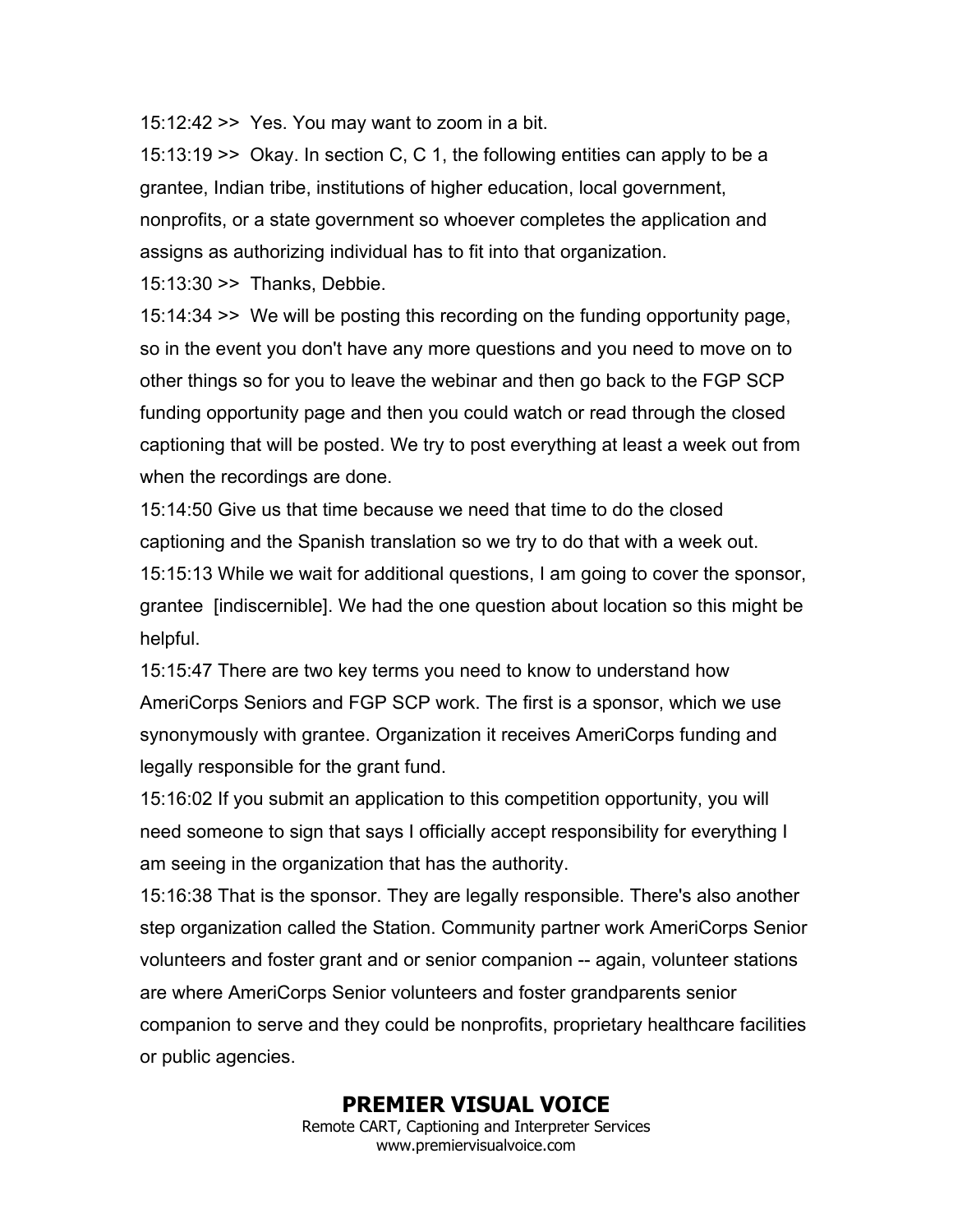15:12:42 >> Yes. You may want to zoom in a bit.

15:13:19 >> Okay. In section C, C 1, the following entities can apply to be a grantee, Indian tribe, institutions of higher education, local government, nonprofits, or a state government so whoever completes the application and assigns as authorizing individual has to fit into that organization.

15:13:30 >> Thanks, Debbie.

15:14:34 >> We will be posting this recording on the funding opportunity page, so in the event you don't have any more questions and you need to move on to other things so for you to leave the webinar and then go back to the FGP SCP funding opportunity page and then you could watch or read through the closed captioning that will be posted. We try to post everything at least a week out from when the recordings are done.

15:14:50 Give us that time because we need that time to do the closed captioning and the Spanish translation so we try to do that with a week out.

15:15:13 While we wait for additional questions, I am going to cover the sponsor, grantee [indiscernible]. We had the one question about location so this might be helpful.

15:15:47 There are two key terms you need to know to understand how AmeriCorps Seniors and FGP SCP work. The first is a sponsor, which we use synonymously with grantee. Organization it receives AmeriCorps funding and legally responsible for the grant fund.

15:16:02 If you submit an application to this competition opportunity, you will need someone to sign that says I officially accept responsibility for everything I am seeing in the organization that has the authority.

15:16:38 That is the sponsor. They are legally responsible. There's also another step organization called the Station. Community partner work AmeriCorps Senior volunteers and foster grant and or senior companion -- again, volunteer stations are where AmeriCorps Senior volunteers and foster grandparents senior companion to serve and they could be nonprofits, proprietary healthcare facilities or public agencies.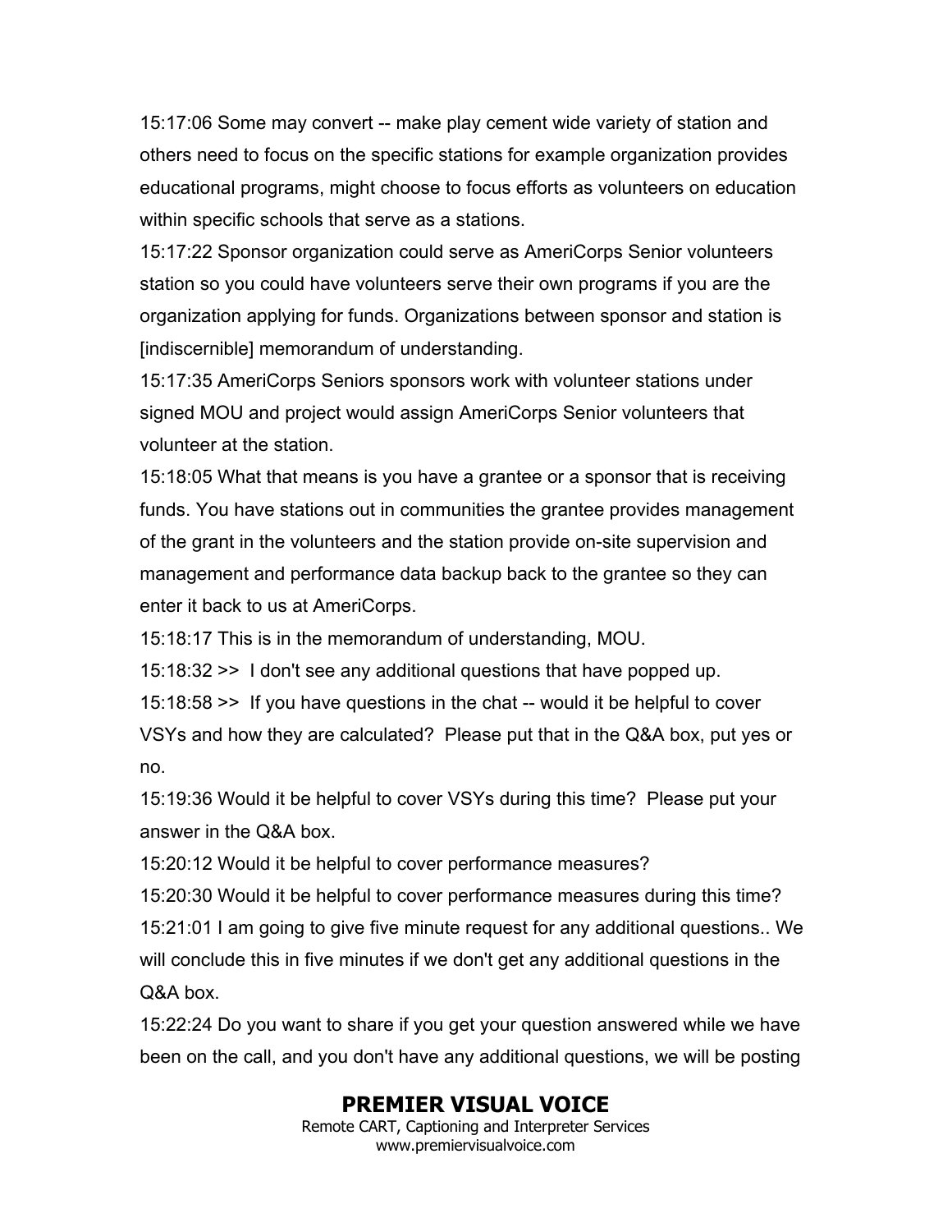15:17:06 Some may convert -- make play cement wide variety of station and others need to focus on the specific stations for example organization provides educational programs, might choose to focus efforts as volunteers on education within specific schools that serve as a stations.

15:17:22 Sponsor organization could serve as AmeriCorps Senior volunteers station so you could have volunteers serve their own programs if you are the organization applying for funds. Organizations between sponsor and station is [indiscernible] memorandum of understanding.

15:17:35 AmeriCorps Seniors sponsors work with volunteer stations under signed MOU and project would assign AmeriCorps Senior volunteers that volunteer at the station.

15:18:05 What that means is you have a grantee or a sponsor that is receiving funds. You have stations out in communities the grantee provides management of the grant in the volunteers and the station provide on-site supervision and management and performance data backup back to the grantee so they can enter it back to us at AmeriCorps.

15:18:17 This is in the memorandum of understanding, MOU.

15:18:32 >> I don't see any additional questions that have popped up.

15:18:58 >> If you have questions in the chat -- would it be helpful to cover VSYs and how they are calculated? Please put that in the Q&A box, put yes or no.

15:19:36 Would it be helpful to cover VSYs during this time? Please put your answer in the Q&A box.

15:20:12 Would it be helpful to cover performance measures?

15:20:30 Would it be helpful to cover performance measures during this time?

15:21:01 I am going to give five minute request for any additional questions.. We will conclude this in five minutes if we don't get any additional questions in the Q&A box.

15:22:24 Do you want to share if you get your question answered while we have been on the call, and you don't have any additional questions, we will be posting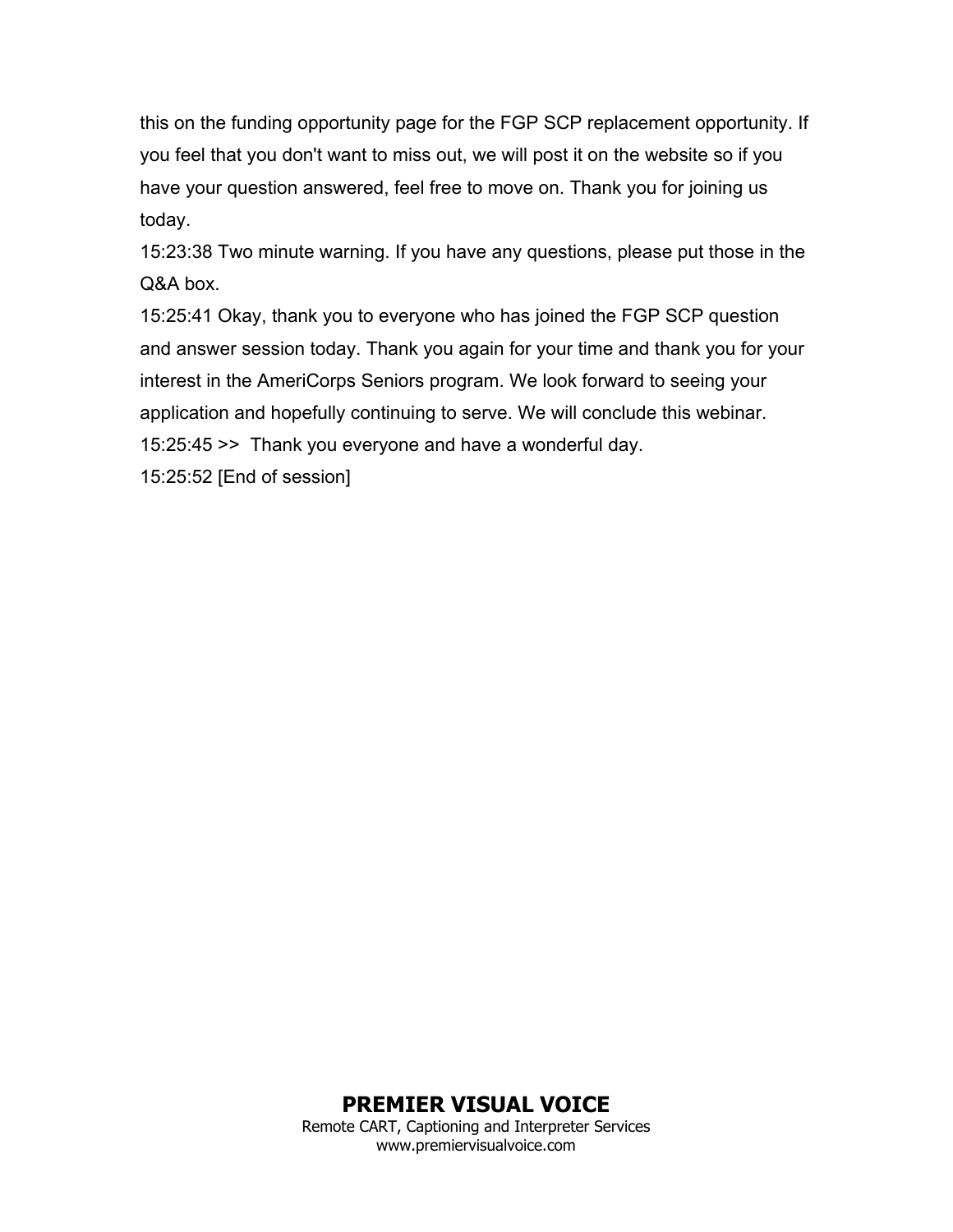this on the funding opportunity page for the FGP SCP replacement opportunity. If you feel that you don't want to miss out, we will post it on the website so if you have your question answered, feel free to move on. Thank you for joining us today.

15:23:38 Two minute warning. If you have any questions, please put those in the Q&A box.

15:25:41 Okay, thank you to everyone who has joined the FGP SCP question and answer session today. Thank you again for your time and thank you for your interest in the AmeriCorps Seniors program. We look forward to seeing your application and hopefully continuing to serve. We will conclude this webinar.

15:25:45 >> Thank you everyone and have a wonderful day.

15:25:52 [End of session]